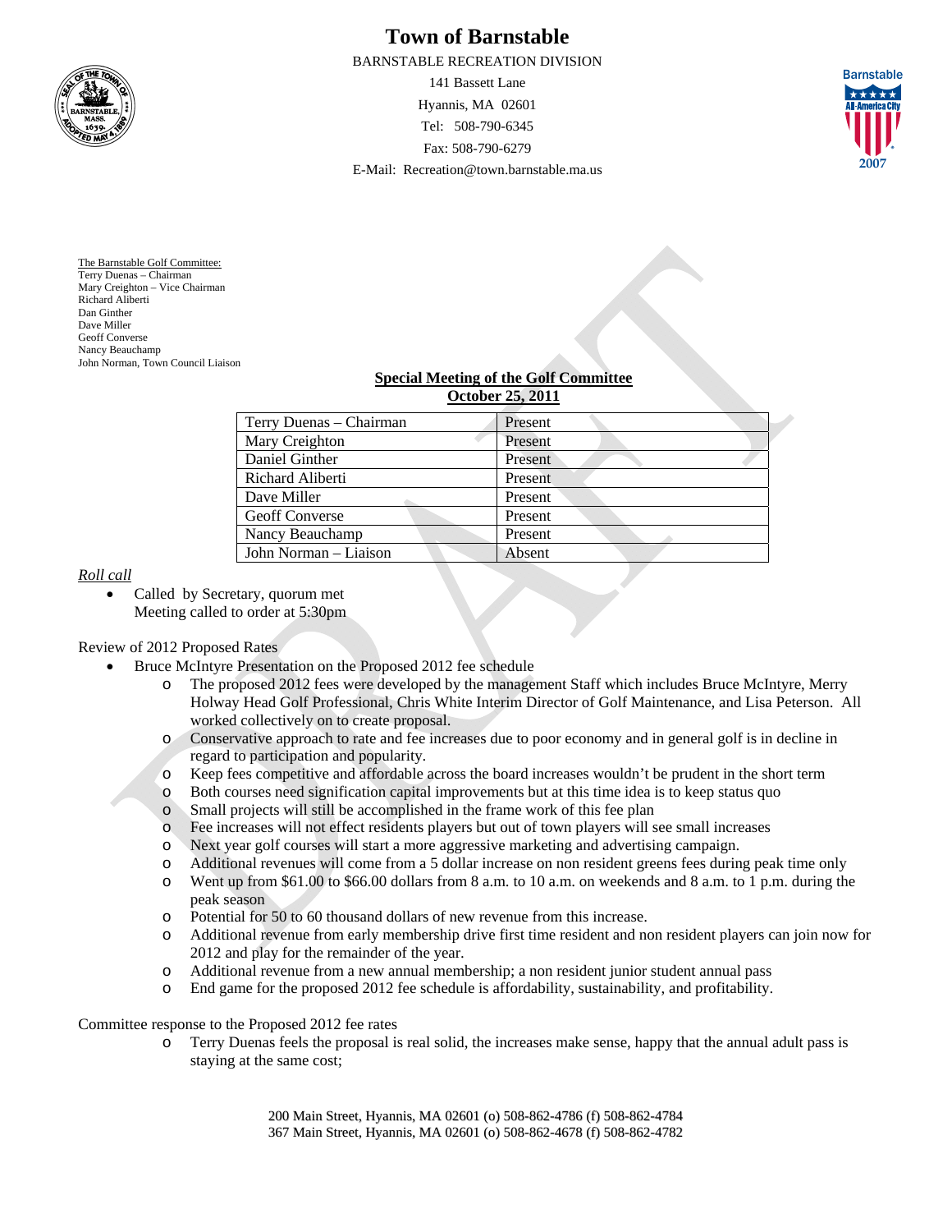# Town of Barnstable

BARNSTABLE RECREATION DIVISION
141 Bassett Lane
Hyannis, MA 02601
Tel: 508-790-6345
Fax: 508-790-6279
E-Mail: Recreation@town.barnstable.ma.us

The Barnstable Golf Committee:
Terry Duenas – Chairman
Mary Creighton – Vice Chairman
Richard Aliberti
Dan Ginther
Dave Miller
Geoff Converse
Nancy Beauchamp
John Norman, Town Council Liaison

## Special Meeting of the Golf Committee
## October 25, 2011

| | |
|---|---|
| Terry Duenas – Chairman | Present |
| Mary Creighton | Present |
| Daniel Ginther | Present |
| Richard Aliberti | Present |
| Dave Miller | Present |
| Geoff Converse | Present |
| Nancy Beauchamp | Present |
| John Norman – Liaison | Absent |

*Roll call*

- Called by Secretary, quorum met
  Meeting called to order at 5:30pm

Review of 2012 Proposed Rates

- Bruce McIntyre Presentation on the Proposed 2012 fee schedule
  - The proposed 2012 fees were developed by the management Staff which includes Bruce McIntyre, Merry Holway Head Golf Professional, Chris White Interim Director of Golf Maintenance, and Lisa Peterson. All worked collectively on to create proposal.
  - Conservative approach to rate and fee increases due to poor economy and in general golf is in decline in regard to participation and popularity.
  - Keep fees competitive and affordable across the board increases wouldn't be prudent in the short term
  - Both courses need signification capital improvements but at this time idea is to keep status quo
  - Small projects will still be accomplished in the frame work of this fee plan
  - Fee increases will not effect residents players but out of town players will see small increases
  - Next year golf courses will start a more aggressive marketing and advertising campaign.
  - Additional revenues will come from a 5 dollar increase on non resident greens fees during peak time only
  - Went up from $61.00 to $66.00 dollars from 8 a.m. to 10 a.m. on weekends and 8 a.m. to 1 p.m. during the peak season
  - Potential for 50 to 60 thousand dollars of new revenue from this increase.
  - Additional revenue from early membership drive first time resident and non resident players can join now for 2012 and play for the remainder of the year.
  - Additional revenue from a new annual membership; a non resident junior student annual pass
  - End game for the proposed 2012 fee schedule is affordability, sustainability, and profitability.

Committee response to the Proposed 2012 fee rates

- Terry Duenas feels the proposal is real solid, the increases make sense, happy that the annual adult pass is staying at the same cost;

200 Main Street, Hyannis, MA 02601 (o) 508-862-4786 (f) 508-862-4784
367 Main Street, Hyannis, MA 02601 (o) 508-862-4678 (f) 508-862-4782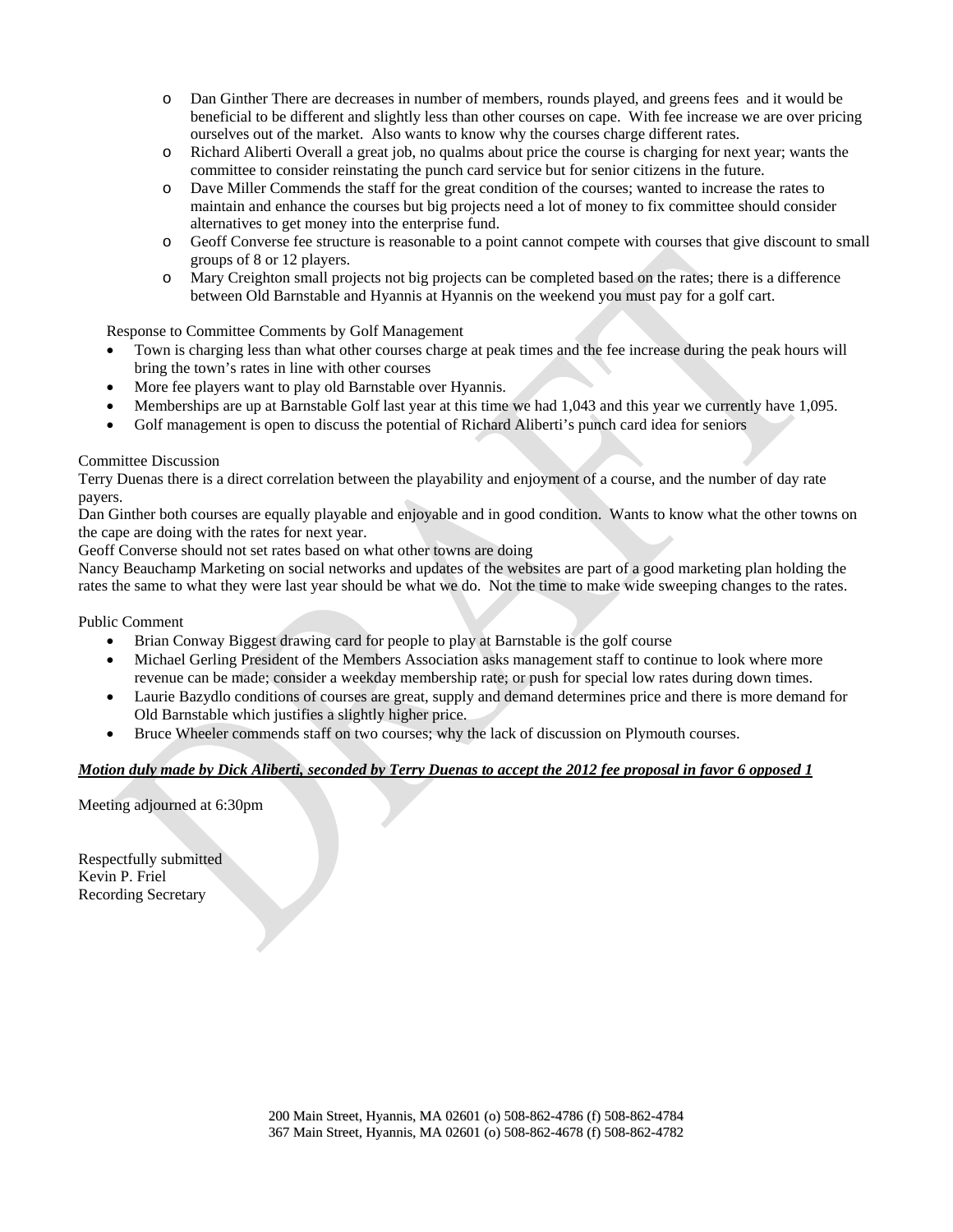- Dan Ginther There are decreases in number of members, rounds played, and greens fees and it would be beneficial to be different and slightly less than other courses on cape. With fee increase we are over pricing ourselves out of the market. Also wants to know why the courses charge different rates.
- Richard Aliberti Overall a great job, no qualms about price the course is charging for next year; wants the committee to consider reinstating the punch card service but for senior citizens in the future.
- Dave Miller Commends the staff for the great condition of the courses; wanted to increase the rates to maintain and enhance the courses but big projects need a lot of money to fix committee should consider alternatives to get money into the enterprise fund.
- Geoff Converse fee structure is reasonable to a point cannot compete with courses that give discount to small groups of 8 or 12 players.
- Mary Creighton small projects not big projects can be completed based on the rates; there is a difference between Old Barnstable and Hyannis at Hyannis on the weekend you must pay for a golf cart.

Response to Committee Comments by Golf Management

- Town is charging less than what other courses charge at peak times and the fee increase during the peak hours will bring the town's rates in line with other courses
- More fee players want to play old Barnstable over Hyannis.
- Memberships are up at Barnstable Golf last year at this time we had 1,043 and this year we currently have 1,095.
- Golf management is open to discuss the potential of Richard Aliberti's punch card idea for seniors

Committee Discussion

Terry Duenas there is a direct correlation between the playability and enjoyment of a course, and the number of day rate payers.

Dan Ginther both courses are equally playable and enjoyable and in good condition. Wants to know what the other towns on the cape are doing with the rates for next year.

Geoff Converse should not set rates based on what other towns are doing

Nancy Beauchamp Marketing on social networks and updates of the websites are part of a good marketing plan holding the rates the same to what they were last year should be what we do. Not the time to make wide sweeping changes to the rates.

Public Comment

- Brian Conway Biggest drawing card for people to play at Barnstable is the golf course
- Michael Gerling President of the Members Association asks management staff to continue to look where more revenue can be made; consider a weekday membership rate; or push for special low rates during down times.
- Laurie Bazydlo conditions of courses are great, supply and demand determines price and there is more demand for Old Barnstable which justifies a slightly higher price.
- Bruce Wheeler commends staff on two courses; why the lack of discussion on Plymouth courses.

***Motion duly made by Dick Aliberti, seconded by Terry Duenas to accept the 2012 fee proposal in favor 6 opposed 1***

Meeting adjourned at 6:30pm

Respectfully submitted
Kevin P. Friel
Recording Secretary

200 Main Street, Hyannis, MA 02601 (o) 508-862-4786 (f) 508-862-4784
367 Main Street, Hyannis, MA 02601 (o) 508-862-4678 (f) 508-862-4782